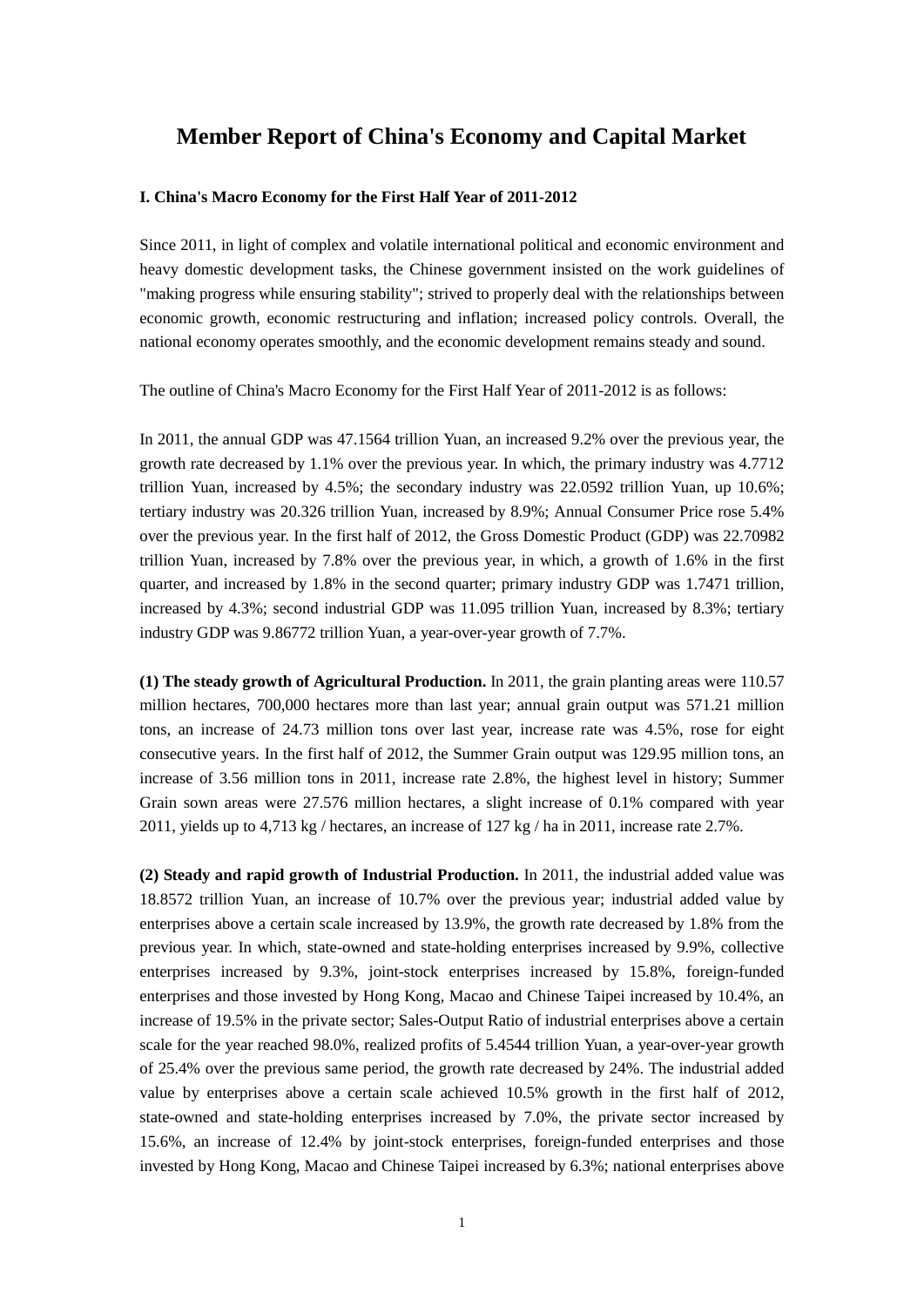# Member Report of China's Economy and Capital Market

## I. China's Macro Economy for the First Half Year of 2011-2012

Since 2011, in light of complex and volatile international political and economic environment and heavy domestic development tasks, the Chinese government insisted on the work guidelines of "making progress while ensuring stability"; strived to properly deal with the relationships between economic growth, economic restructuring and inflation; increased policy controls. Overall, the national economy operates smoothly, and the economic development remains steady and sound.

The outline of China's Macro Economy for the First Half Year of 2011-2012 is as follows:

In 2011, the annual GDP was 47.1564 trillion Yuan, an increased 9.2% over the previous year, the growth rate decreased by 1.1% over the previous year. In which, the primary industry was 4.7712 trillion Yuan, increased by 4.5%; the secondary industry was 22.0592 trillion Yuan, up 10.6%; tertiary industry was 20.326 trillion Yuan, increased by 8.9%; Annual Consumer Price rose 5.4% over the previous year. In the first half of 2012, the Gross Domestic Product (GDP) was 22.70982 trillion Yuan, increased by 7.8% over the previous year, in which, a growth of 1.6% in the first quarter, and increased by 1.8% in the second quarter; primary industry GDP was 1.7471 trillion, increased by 4.3%; second industrial GDP was 11.095 trillion Yuan, increased by 8.3%; tertiary industry GDP was 9.86772 trillion Yuan, a year-over-year growth of 7.7%.

**(1) The steady growth of Agricultural Production.** In 2011, the grain planting areas were 110.57 million hectares, 700,000 hectares more than last year; annual grain output was 571.21 million tons, an increase of 24.73 million tons over last year, increase rate was 4.5%, rose for eight consecutive years. In the first half of 2012, the Summer Grain output was 129.95 million tons, an increase of 3.56 million tons in 2011, increase rate 2.8%, the highest level in history; Summer Grain sown areas were 27.576 million hectares, a slight increase of 0.1% compared with year 2011, yields up to 4,713 kg / hectares, an increase of 127 kg / ha in 2011, increase rate 2.7%.

**(2) Steady and rapid growth of Industrial Production.** In 2011, the industrial added value was 18.8572 trillion Yuan, an increase of 10.7% over the previous year; industrial added value by enterprises above a certain scale increased by 13.9%, the growth rate decreased by 1.8% from the previous year. In which, state-owned and state-holding enterprises increased by 9.9%, collective enterprises increased by 9.3%, joint-stock enterprises increased by 15.8%, foreign-funded enterprises and those invested by Hong Kong, Macao and Chinese Taipei increased by 10.4%, an increase of 19.5% in the private sector; Sales-Output Ratio of industrial enterprises above a certain scale for the year reached 98.0%, realized profits of 5.4544 trillion Yuan, a year-over-year growth of 25.4% over the previous same period, the growth rate decreased by 24%. The industrial added value by enterprises above a certain scale achieved 10.5% growth in the first half of 2012, state-owned and state-holding enterprises increased by 7.0%, the private sector increased by 15.6%, an increase of 12.4% by joint-stock enterprises, foreign-funded enterprises and those invested by Hong Kong, Macao and Chinese Taipei increased by 6.3%; national enterprises above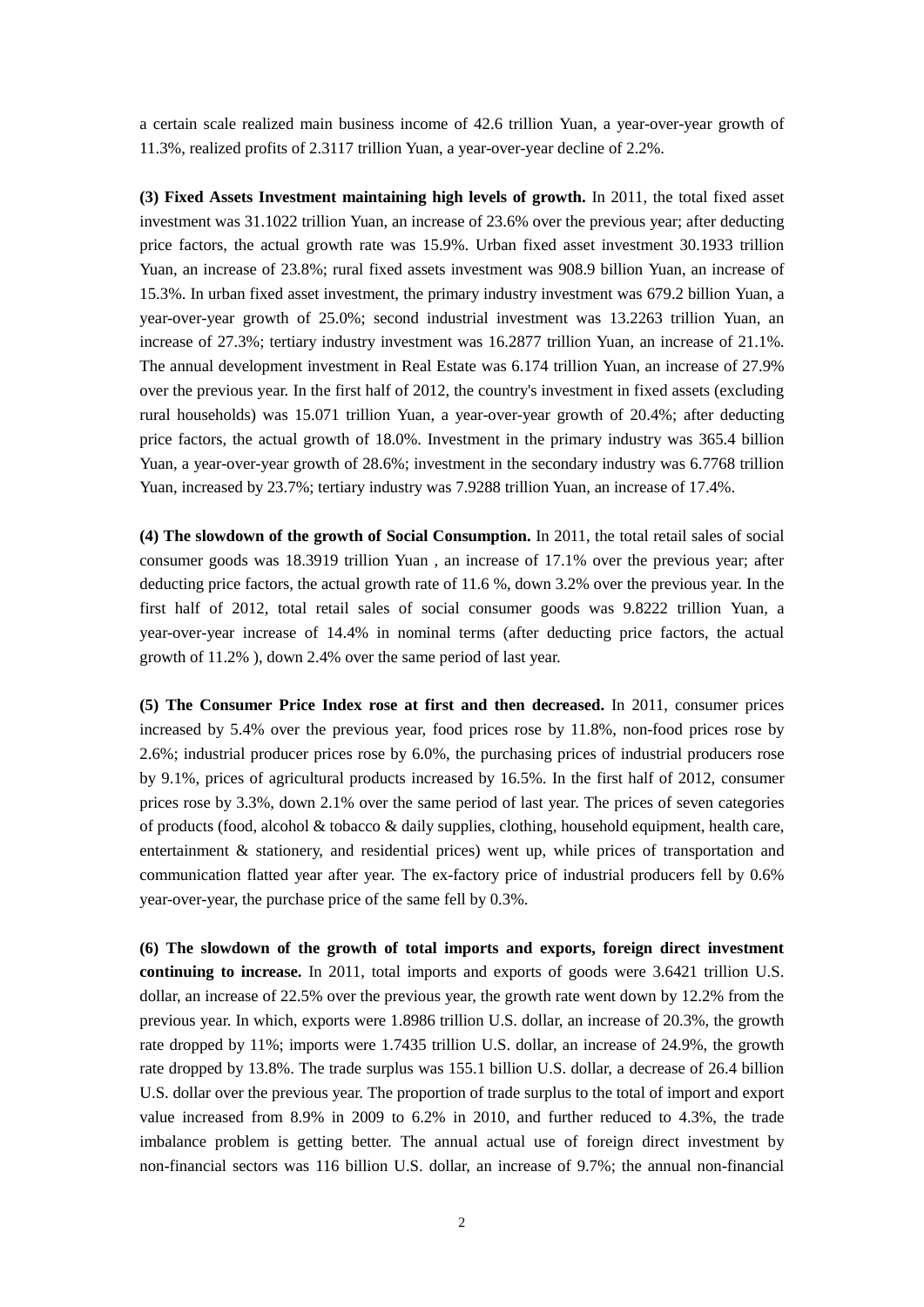a certain scale realized main business income of 42.6 trillion Yuan, a year-over-year growth of 11.3%, realized profits of 2.3117 trillion Yuan, a year-over-year decline of 2.2%.

**(3) Fixed Assets Investment maintaining high levels of growth.** In 2011, the total fixed asset investment was 31.1022 trillion Yuan, an increase of 23.6% over the previous year; after deducting price factors, the actual growth rate was 15.9%. Urban fixed asset investment 30.1933 trillion Yuan, an increase of 23.8%; rural fixed assets investment was 908.9 billion Yuan, an increase of 15.3%. In urban fixed asset investment, the primary industry investment was 679.2 billion Yuan, a year-over-year growth of 25.0%; second industrial investment was 13.2263 trillion Yuan, an increase of 27.3%; tertiary industry investment was 16.2877 trillion Yuan, an increase of 21.1%. The annual development investment in Real Estate was 6.174 trillion Yuan, an increase of 27.9% over the previous year. In the first half of 2012, the country's investment in fixed assets (excluding rural households) was 15.071 trillion Yuan, a year-over-year growth of 20.4%; after deducting price factors, the actual growth of 18.0%. Investment in the primary industry was 365.4 billion Yuan, a year-over-year growth of 28.6%; investment in the secondary industry was 6.7768 trillion Yuan, increased by 23.7%; tertiary industry was 7.9288 trillion Yuan, an increase of 17.4%.

**(4) The slowdown of the growth of Social Consumption.** In 2011, the total retail sales of social consumer goods was 18.3919 trillion Yuan , an increase of 17.1% over the previous year; after deducting price factors, the actual growth rate of 11.6 %, down 3.2% over the previous year. In the first half of 2012, total retail sales of social consumer goods was 9.8222 trillion Yuan, a year-over-year increase of 14.4% in nominal terms (after deducting price factors, the actual growth of 11.2% ), down 2.4% over the same period of last year.

**(5) The Consumer Price Index rose at first and then decreased.** In 2011, consumer prices increased by 5.4% over the previous year, food prices rose by 11.8%, non-food prices rose by 2.6%; industrial producer prices rose by 6.0%, the purchasing prices of industrial producers rose by 9.1%, prices of agricultural products increased by 16.5%. In the first half of 2012, consumer prices rose by 3.3%, down 2.1% over the same period of last year. The prices of seven categories of products (food, alcohol & tobacco & daily supplies, clothing, household equipment, health care, entertainment & stationery, and residential prices) went up, while prices of transportation and communication flatted year after year. The ex-factory price of industrial producers fell by 0.6% year-over-year, the purchase price of the same fell by 0.3%.

**(6) The slowdown of the growth of total imports and exports, foreign direct investment continuing to increase.** In 2011, total imports and exports of goods were 3.6421 trillion U.S. dollar, an increase of 22.5% over the previous year, the growth rate went down by 12.2% from the previous year. In which, exports were 1.8986 trillion U.S. dollar, an increase of 20.3%, the growth rate dropped by 11%; imports were 1.7435 trillion U.S. dollar, an increase of 24.9%, the growth rate dropped by 13.8%. The trade surplus was 155.1 billion U.S. dollar, a decrease of 26.4 billion U.S. dollar over the previous year. The proportion of trade surplus to the total of import and export value increased from 8.9% in 2009 to 6.2% in 2010, and further reduced to 4.3%, the trade imbalance problem is getting better. The annual actual use of foreign direct investment by non-financial sectors was 116 billion U.S. dollar, an increase of 9.7%; the annual non-financial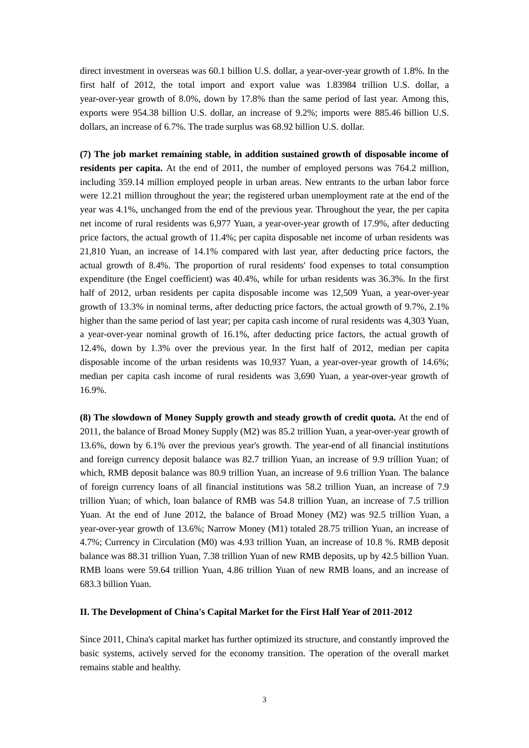direct investment in overseas was 60.1 billion U.S. dollar, a year-over-year growth of 1.8%. In the first half of 2012, the total import and export value was 1.83984 trillion U.S. dollar, a year-over-year growth of 8.0%, down by 17.8% than the same period of last year. Among this, exports were 954.38 billion U.S. dollar, an increase of 9.2%; imports were 885.46 billion U.S. dollars, an increase of 6.7%. The trade surplus was 68.92 billion U.S. dollar.

**(7) The job market remaining stable, in addition sustained growth of disposable income of residents per capita.** At the end of 2011, the number of employed persons was 764.2 million, including 359.14 million employed people in urban areas. New entrants to the urban labor force were 12.21 million throughout the year; the registered urban unemployment rate at the end of the year was 4.1%, unchanged from the end of the previous year. Throughout the year, the per capita net income of rural residents was 6,977 Yuan, a year-over-year growth of 17.9%, after deducting price factors, the actual growth of 11.4%; per capita disposable net income of urban residents was 21,810 Yuan, an increase of 14.1% compared with last year, after deducting price factors, the actual growth of 8.4%. The proportion of rural residents' food expenses to total consumption expenditure (the Engel coefficient) was 40.4%, while for urban residents was 36.3%. In the first half of 2012, urban residents per capita disposable income was 12,509 Yuan, a year-over-year growth of 13.3% in nominal terms, after deducting price factors, the actual growth of 9.7%, 2.1% higher than the same period of last year; per capita cash income of rural residents was 4,303 Yuan, a year-over-year nominal growth of 16.1%, after deducting price factors, the actual growth of 12.4%, down by 1.3% over the previous year. In the first half of 2012, median per capita disposable income of the urban residents was 10,937 Yuan, a year-over-year growth of 14.6%; median per capita cash income of rural residents was 3,690 Yuan, a year-over-year growth of 16.9%.

**(8) The slowdown of Money Supply growth and steady growth of credit quota.** At the end of 2011, the balance of Broad Money Supply (M2) was 85.2 trillion Yuan, a year-over-year growth of 13.6%, down by 6.1% over the previous year's growth. The year-end of all financial institutions and foreign currency deposit balance was 82.7 trillion Yuan, an increase of 9.9 trillion Yuan; of which, RMB deposit balance was 80.9 trillion Yuan, an increase of 9.6 trillion Yuan. The balance of foreign currency loans of all financial institutions was 58.2 trillion Yuan, an increase of 7.9 trillion Yuan; of which, loan balance of RMB was 54.8 trillion Yuan, an increase of 7.5 trillion Yuan. At the end of June 2012, the balance of Broad Money (M2) was 92.5 trillion Yuan, a year-over-year growth of 13.6%; Narrow Money (M1) totaled 28.75 trillion Yuan, an increase of 4.7%; Currency in Circulation (M0) was 4.93 trillion Yuan, an increase of 10.8 %. RMB deposit balance was 88.31 trillion Yuan, 7.38 trillion Yuan of new RMB deposits, up by 42.5 billion Yuan. RMB loans were 59.64 trillion Yuan, 4.86 trillion Yuan of new RMB loans, and an increase of 683.3 billion Yuan.

## II. The Development of China's Capital Market for the First Half Year of 2011-2012

Since 2011, China's capital market has further optimized its structure, and constantly improved the basic systems, actively served for the economy transition. The operation of the overall market remains stable and healthy.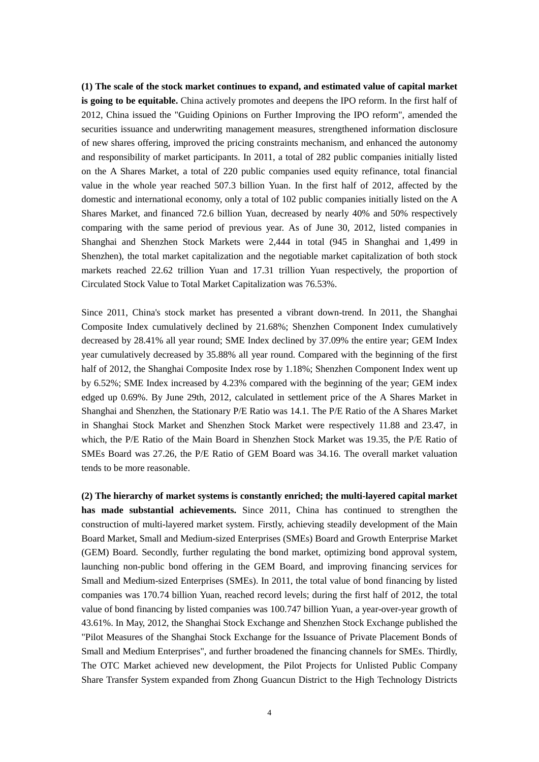**(1) The scale of the stock market continues to expand, and estimated value of capital market is going to be equitable.** China actively promotes and deepens the IPO reform. In the first half of 2012, China issued the "Guiding Opinions on Further Improving the IPO reform", amended the securities issuance and underwriting management measures, strengthened information disclosure of new shares offering, improved the pricing constraints mechanism, and enhanced the autonomy and responsibility of market participants. In 2011, a total of 282 public companies initially listed on the A Shares Market, a total of 220 public companies used equity refinance, total financial value in the whole year reached 507.3 billion Yuan. In the first half of 2012, affected by the domestic and international economy, only a total of 102 public companies initially listed on the A Shares Market, and financed 72.6 billion Yuan, decreased by nearly 40% and 50% respectively comparing with the same period of previous year. As of June 30, 2012, listed companies in Shanghai and Shenzhen Stock Markets were 2,444 in total (945 in Shanghai and 1,499 in Shenzhen), the total market capitalization and the negotiable market capitalization of both stock markets reached 22.62 trillion Yuan and 17.31 trillion Yuan respectively, the proportion of Circulated Stock Value to Total Market Capitalization was 76.53%.

Since 2011, China's stock market has presented a vibrant down-trend. In 2011, the Shanghai Composite Index cumulatively declined by 21.68%; Shenzhen Component Index cumulatively decreased by 28.41% all year round; SME Index declined by 37.09% the entire year; GEM Index year cumulatively decreased by 35.88% all year round. Compared with the beginning of the first half of 2012, the Shanghai Composite Index rose by 1.18%; Shenzhen Component Index went up by 6.52%; SME Index increased by 4.23% compared with the beginning of the year; GEM index edged up 0.69%. By June 29th, 2012, calculated in settlement price of the A Shares Market in Shanghai and Shenzhen, the Stationary P/E Ratio was 14.1. The P/E Ratio of the A Shares Market in Shanghai Stock Market and Shenzhen Stock Market were respectively 11.88 and 23.47, in which, the P/E Ratio of the Main Board in Shenzhen Stock Market was 19.35, the P/E Ratio of SMEs Board was 27.26, the P/E Ratio of GEM Board was 34.16. The overall market valuation tends to be more reasonable.

**(2) The hierarchy of market systems is constantly enriched; the multi-layered capital market has made substantial achievements.** Since 2011, China has continued to strengthen the construction of multi-layered market system. Firstly, achieving steadily development of the Main Board Market, Small and Medium-sized Enterprises (SMEs) Board and Growth Enterprise Market (GEM) Board. Secondly, further regulating the bond market, optimizing bond approval system, launching non-public bond offering in the GEM Board, and improving financing services for Small and Medium-sized Enterprises (SMEs). In 2011, the total value of bond financing by listed companies was 170.74 billion Yuan, reached record levels; during the first half of 2012, the total value of bond financing by listed companies was 100.747 billion Yuan, a year-over-year growth of 43.61%. In May, 2012, the Shanghai Stock Exchange and Shenzhen Stock Exchange published the "Pilot Measures of the Shanghai Stock Exchange for the Issuance of Private Placement Bonds of Small and Medium Enterprises", and further broadened the financing channels for SMEs. Thirdly, The OTC Market achieved new development, the Pilot Projects for Unlisted Public Company Share Transfer System expanded from Zhong Guancun District to the High Technology Districts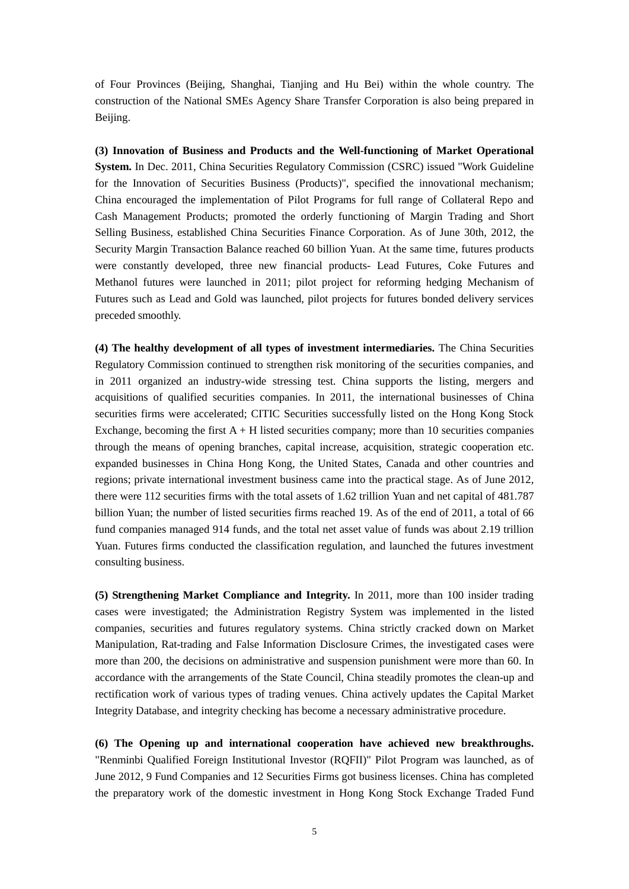of Four Provinces (Beijing, Shanghai, Tianjing and Hu Bei) within the whole country. The construction of the National SMEs Agency Share Transfer Corporation is also being prepared in Beijing.

**(3) Innovation of Business and Products and the Well-functioning of Market Operational System.** In Dec. 2011, China Securities Regulatory Commission (CSRC) issued "Work Guideline for the Innovation of Securities Business (Products)", specified the innovational mechanism; China encouraged the implementation of Pilot Programs for full range of Collateral Repo and Cash Management Products; promoted the orderly functioning of Margin Trading and Short Selling Business, established China Securities Finance Corporation. As of June 30th, 2012, the Security Margin Transaction Balance reached 60 billion Yuan. At the same time, futures products were constantly developed, three new financial products- Lead Futures, Coke Futures and Methanol futures were launched in 2011; pilot project for reforming hedging Mechanism of Futures such as Lead and Gold was launched, pilot projects for futures bonded delivery services preceded smoothly.

**(4) The healthy development of all types of investment intermediaries.** The China Securities Regulatory Commission continued to strengthen risk monitoring of the securities companies, and in 2011 organized an industry-wide stressing test. China supports the listing, mergers and acquisitions of qualified securities companies. In 2011, the international businesses of China securities firms were accelerated; CITIC Securities successfully listed on the Hong Kong Stock Exchange, becoming the first A + H listed securities company; more than 10 securities companies through the means of opening branches, capital increase, acquisition, strategic cooperation etc. expanded businesses in China Hong Kong, the United States, Canada and other countries and regions; private international investment business came into the practical stage. As of June 2012, there were 112 securities firms with the total assets of 1.62 trillion Yuan and net capital of 481.787 billion Yuan; the number of listed securities firms reached 19. As of the end of 2011, a total of 66 fund companies managed 914 funds, and the total net asset value of funds was about 2.19 trillion Yuan. Futures firms conducted the classification regulation, and launched the futures investment consulting business.

**(5) Strengthening Market Compliance and Integrity.** In 2011, more than 100 insider trading cases were investigated; the Administration Registry System was implemented in the listed companies, securities and futures regulatory systems. China strictly cracked down on Market Manipulation, Rat-trading and False Information Disclosure Crimes, the investigated cases were more than 200, the decisions on administrative and suspension punishment were more than 60. In accordance with the arrangements of the State Council, China steadily promotes the clean-up and rectification work of various types of trading venues. China actively updates the Capital Market Integrity Database, and integrity checking has become a necessary administrative procedure.

**(6) The Opening up and international cooperation have achieved new breakthroughs.** "Renminbi Qualified Foreign Institutional Investor (RQFII)" Pilot Program was launched, as of June 2012, 9 Fund Companies and 12 Securities Firms got business licenses. China has completed the preparatory work of the domestic investment in Hong Kong Stock Exchange Traded Fund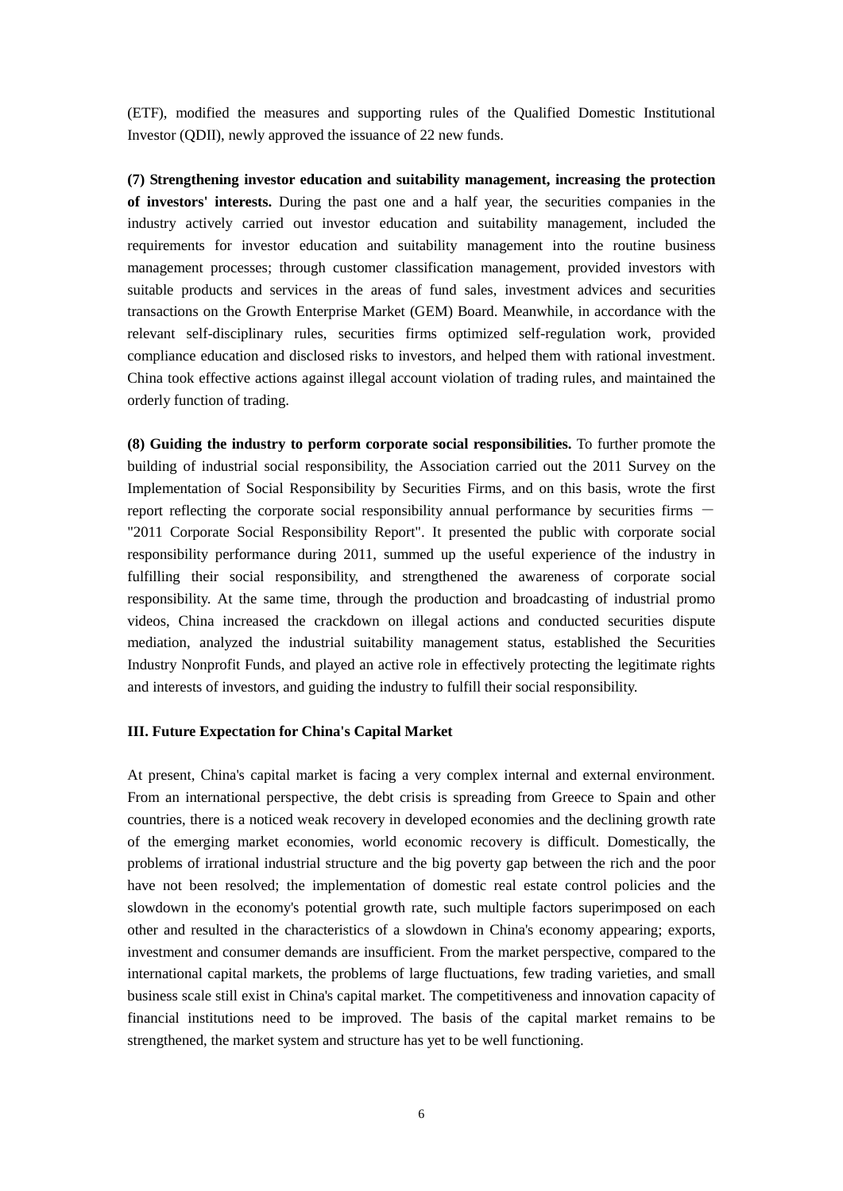(ETF), modified the measures and supporting rules of the Qualified Domestic Institutional Investor (QDII), newly approved the issuance of 22 new funds.

**(7) Strengthening investor education and suitability management, increasing the protection of investors' interests.** During the past one and a half year, the securities companies in the industry actively carried out investor education and suitability management, included the requirements for investor education and suitability management into the routine business management processes; through customer classification management, provided investors with suitable products and services in the areas of fund sales, investment advices and securities transactions on the Growth Enterprise Market (GEM) Board. Meanwhile, in accordance with the relevant self-disciplinary rules, securities firms optimized self-regulation work, provided compliance education and disclosed risks to investors, and helped them with rational investment. China took effective actions against illegal account violation of trading rules, and maintained the orderly function of trading.

**(8) Guiding the industry to perform corporate social responsibilities.** To further promote the building of industrial social responsibility, the Association carried out the 2011 Survey on the Implementation of Social Responsibility by Securities Firms, and on this basis, wrote the first report reflecting the corporate social responsibility annual performance by securities firms － "2011 Corporate Social Responsibility Report". It presented the public with corporate social responsibility performance during 2011, summed up the useful experience of the industry in fulfilling their social responsibility, and strengthened the awareness of corporate social responsibility. At the same time, through the production and broadcasting of industrial promo videos, China increased the crackdown on illegal actions and conducted securities dispute mediation, analyzed the industrial suitability management status, established the Securities Industry Nonprofit Funds, and played an active role in effectively protecting the legitimate rights and interests of investors, and guiding the industry to fulfill their social responsibility.

## III. Future Expectation for China's Capital Market

At present, China's capital market is facing a very complex internal and external environment. From an international perspective, the debt crisis is spreading from Greece to Spain and other countries, there is a noticed weak recovery in developed economies and the declining growth rate of the emerging market economies, world economic recovery is difficult. Domestically, the problems of irrational industrial structure and the big poverty gap between the rich and the poor have not been resolved; the implementation of domestic real estate control policies and the slowdown in the economy's potential growth rate, such multiple factors superimposed on each other and resulted in the characteristics of a slowdown in China's economy appearing; exports, investment and consumer demands are insufficient. From the market perspective, compared to the international capital markets, the problems of large fluctuations, few trading varieties, and small business scale still exist in China's capital market. The competitiveness and innovation capacity of financial institutions need to be improved. The basis of the capital market remains to be strengthened, the market system and structure has yet to be well functioning.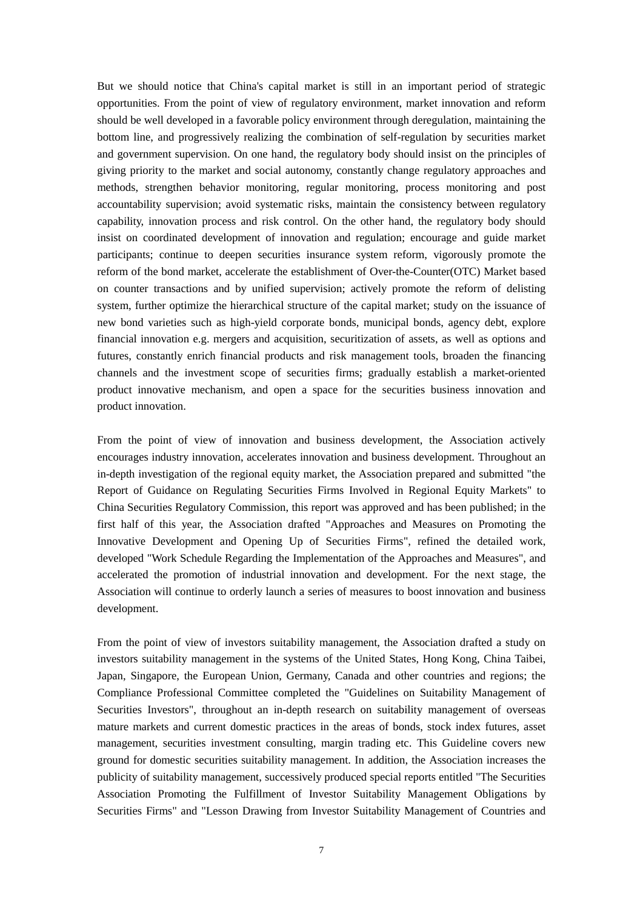But we should notice that China's capital market is still in an important period of strategic opportunities. From the point of view of regulatory environment, market innovation and reform should be well developed in a favorable policy environment through deregulation, maintaining the bottom line, and progressively realizing the combination of self-regulation by securities market and government supervision. On one hand, the regulatory body should insist on the principles of giving priority to the market and social autonomy, constantly change regulatory approaches and methods, strengthen behavior monitoring, regular monitoring, process monitoring and post accountability supervision; avoid systematic risks, maintain the consistency between regulatory capability, innovation process and risk control. On the other hand, the regulatory body should insist on coordinated development of innovation and regulation; encourage and guide market participants; continue to deepen securities insurance system reform, vigorously promote the reform of the bond market, accelerate the establishment of Over-the-Counter(OTC) Market based on counter transactions and by unified supervision; actively promote the reform of delisting system, further optimize the hierarchical structure of the capital market; study on the issuance of new bond varieties such as high-yield corporate bonds, municipal bonds, agency debt, explore financial innovation e.g. mergers and acquisition, securitization of assets, as well as options and futures, constantly enrich financial products and risk management tools, broaden the financing channels and the investment scope of securities firms; gradually establish a market-oriented product innovative mechanism, and open a space for the securities business innovation and product innovation.

From the point of view of innovation and business development, the Association actively encourages industry innovation, accelerates innovation and business development. Throughout an in-depth investigation of the regional equity market, the Association prepared and submitted "the Report of Guidance on Regulating Securities Firms Involved in Regional Equity Markets" to China Securities Regulatory Commission, this report was approved and has been published; in the first half of this year, the Association drafted "Approaches and Measures on Promoting the Innovative Development and Opening Up of Securities Firms", refined the detailed work, developed "Work Schedule Regarding the Implementation of the Approaches and Measures", and accelerated the promotion of industrial innovation and development. For the next stage, the Association will continue to orderly launch a series of measures to boost innovation and business development.

From the point of view of investors suitability management, the Association drafted a study on investors suitability management in the systems of the United States, Hong Kong, China Taibei, Japan, Singapore, the European Union, Germany, Canada and other countries and regions; the Compliance Professional Committee completed the "Guidelines on Suitability Management of Securities Investors", throughout an in-depth research on suitability management of overseas mature markets and current domestic practices in the areas of bonds, stock index futures, asset management, securities investment consulting, margin trading etc. This Guideline covers new ground for domestic securities suitability management. In addition, the Association increases the publicity of suitability management, successively produced special reports entitled "The Securities Association Promoting the Fulfillment of Investor Suitability Management Obligations by Securities Firms" and "Lesson Drawing from Investor Suitability Management of Countries and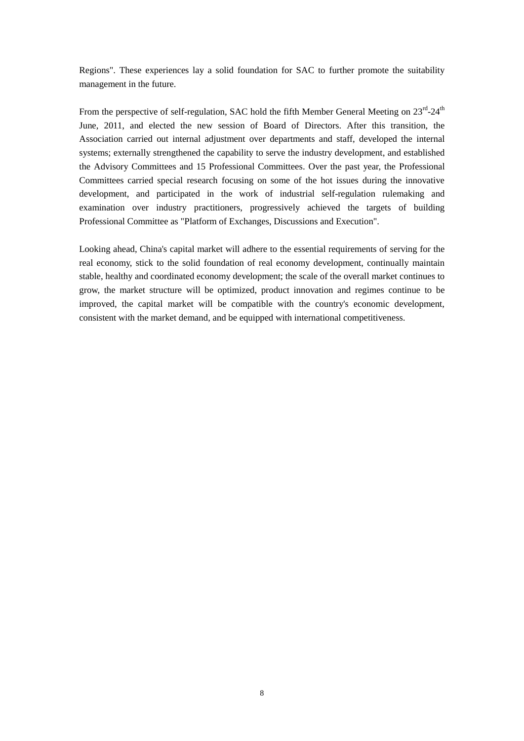Regions". These experiences lay a solid foundation for SAC to further promote the suitability management in the future.

From the perspective of self-regulation, SAC hold the fifth Member General Meeting on 23rd-24th June, 2011, and elected the new session of Board of Directors. After this transition, the Association carried out internal adjustment over departments and staff, developed the internal systems; externally strengthened the capability to serve the industry development, and established the Advisory Committees and 15 Professional Committees. Over the past year, the Professional Committees carried special research focusing on some of the hot issues during the innovative development, and participated in the work of industrial self-regulation rulemaking and examination over industry practitioners, progressively achieved the targets of building Professional Committee as "Platform of Exchanges, Discussions and Execution".

Looking ahead, China's capital market will adhere to the essential requirements of serving for the real economy, stick to the solid foundation of real economy development, continually maintain stable, healthy and coordinated economy development; the scale of the overall market continues to grow, the market structure will be optimized, product innovation and regimes continue to be improved, the capital market will be compatible with the country's economic development, consistent with the market demand, and be equipped with international competitiveness.